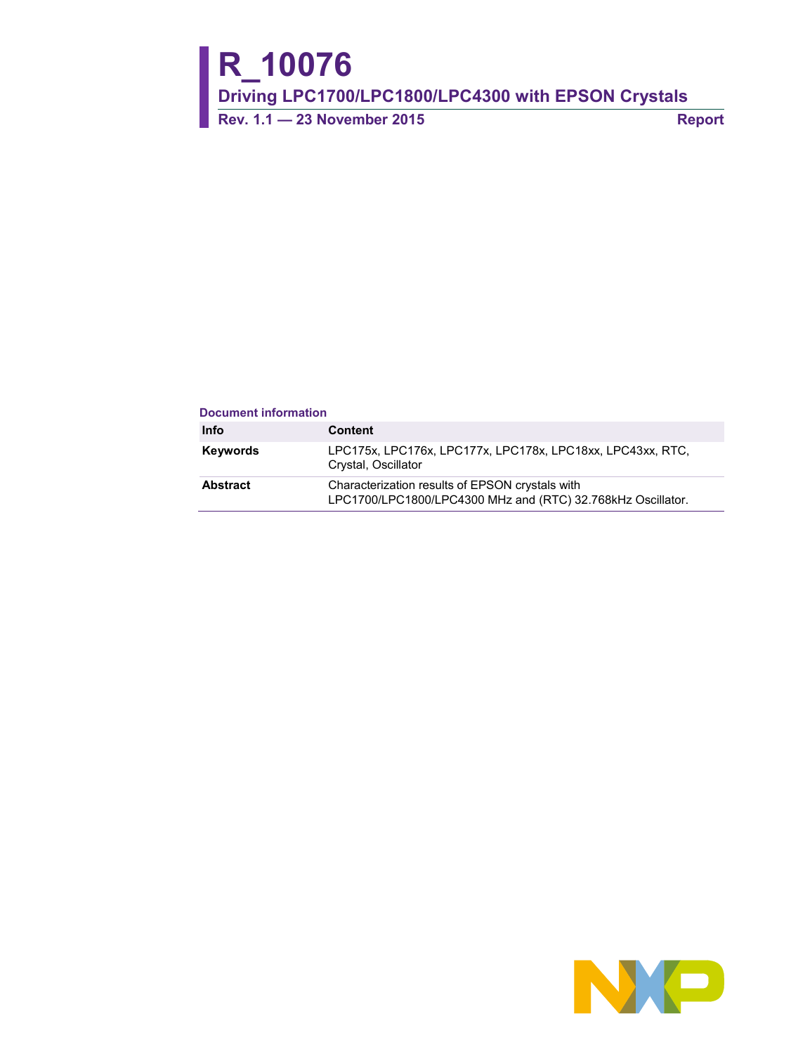# R_10076

## Driving LPC1700/LPC1800/LPC4300 with EPSON Crystals

**Rev. 1.1 — 23 November 2015** **Report**

**Document information**

| Info | Content |
|---|---|
| **Keywords** | LPC175x, LPC176x, LPC177x, LPC178x, LPC18xx, LPC43xx, RTC, Crystal, Oscillator |
| **Abstract** | Characterization results of EPSON crystals with LPC1700/LPC1800/LPC4300 MHz and (RTC) 32.768kHz Oscillator. |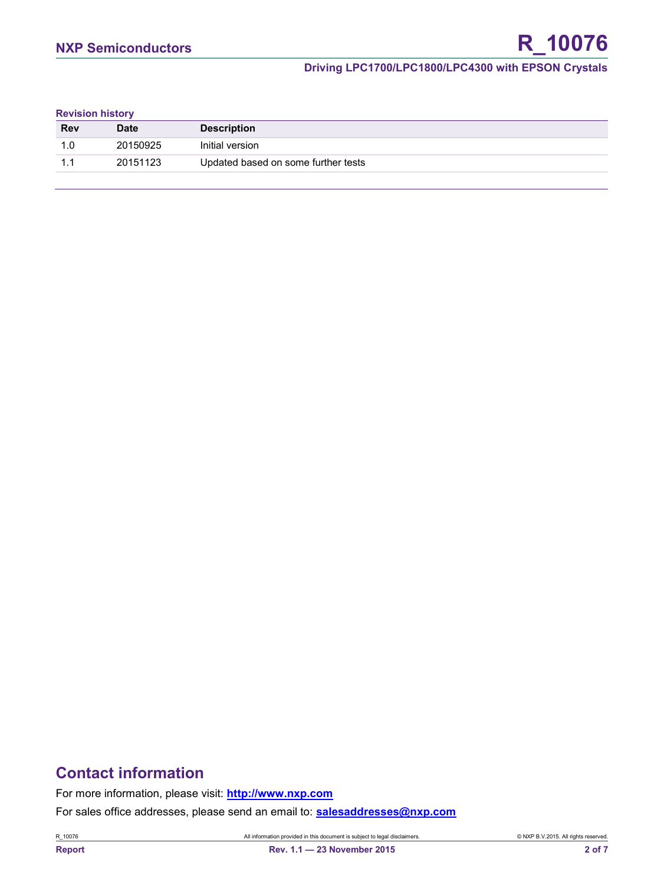**Revision history**

| Rev | Date | Description |
|---|---|---|
| 1.0 | 20150925 | Initial version |
| 1.1 | 20151123 | Updated based on some further tests |

## Contact information

For more information, please visit: **http://www.nxp.com**

For sales office addresses, please send an email to: **salesaddresses@nxp.com**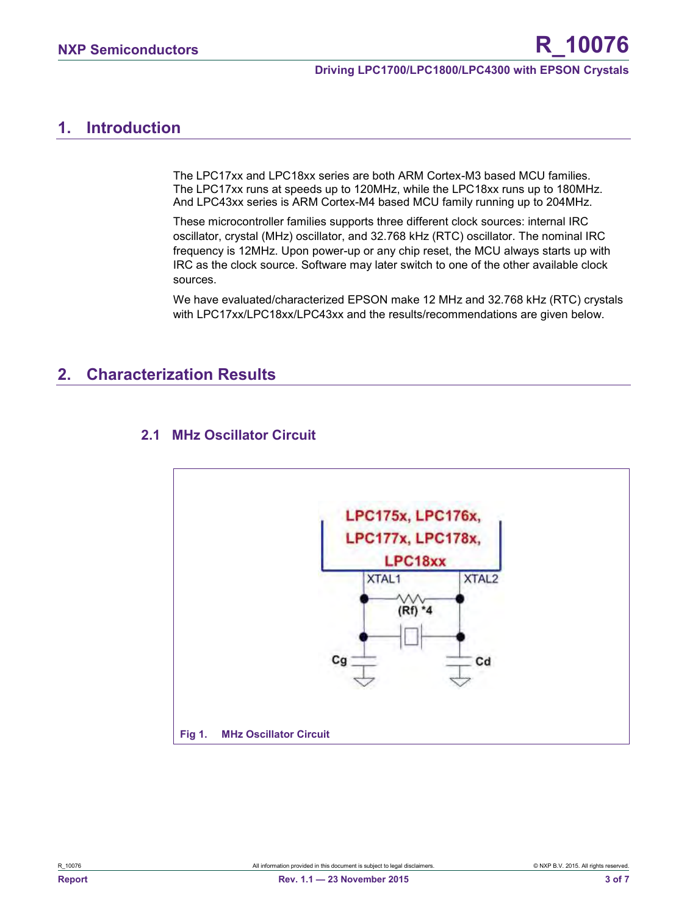# 1. Introduction

The LPC17xx and LPC18xx series are both ARM Cortex-M3 based MCU families. The LPC17xx runs at speeds up to 120MHz, while the LPC18xx runs up to 180MHz. And LPC43xx series is ARM Cortex-M4 based MCU family running up to 204MHz.

These microcontroller families supports three different clock sources: internal IRC oscillator, crystal (MHz) oscillator, and 32.768 kHz (RTC) oscillator. The nominal IRC frequency is 12MHz. Upon power-up or any chip reset, the MCU always starts up with IRC as the clock source. Software may later switch to one of the other available clock sources.

We have evaluated/characterized EPSON make 12 MHz and 32.768 kHz (RTC) crystals with LPC17xx/LPC18xx/LPC43xx and the results/recommendations are given below.

# 2. Characterization Results

## 2.1 MHz Oscillator Circuit

LPC175x, LPC176x, LPC177x, LPC178x, LPC18xx

XTAL1 XTAL2

(Rf) *4

Cg Cd

Fig 1. MHz Oscillator Circuit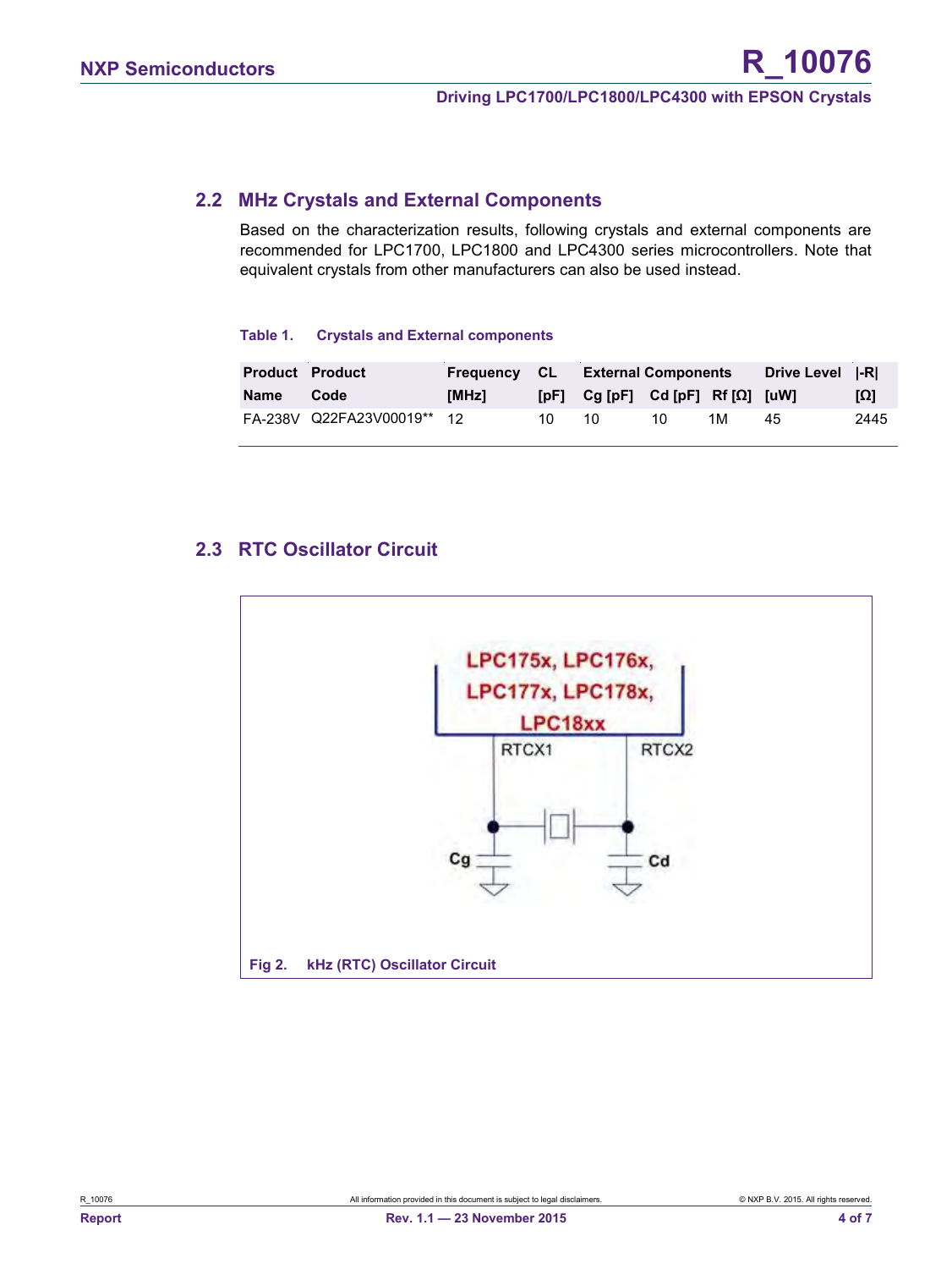## 2.2 MHz Crystals and External Components

Based on the characterization results, following crystals and external components are recommended for LPC1700, LPC1800 and LPC4300 series microcontrollers. Note that equivalent crystals from other manufacturers can also be used instead.

**Table 1. Crystals and External components**

| Product Name | Product Code | Frequency [MHz] | CL [pF] | External Components Cg [pF] | Cd [pF] | Rf [Ω] | Drive Level [uW] | \|-R\| [Ω] |
|---|---|---|---|---|---|---|---|---|
| FA-238V | Q22FA23V00019** | 12 | 10 | 10 | 10 | 1M | 45 | 2445 |

## 2.3 RTC Oscillator Circuit

Fig 2. kHz (RTC) Oscillator Circuit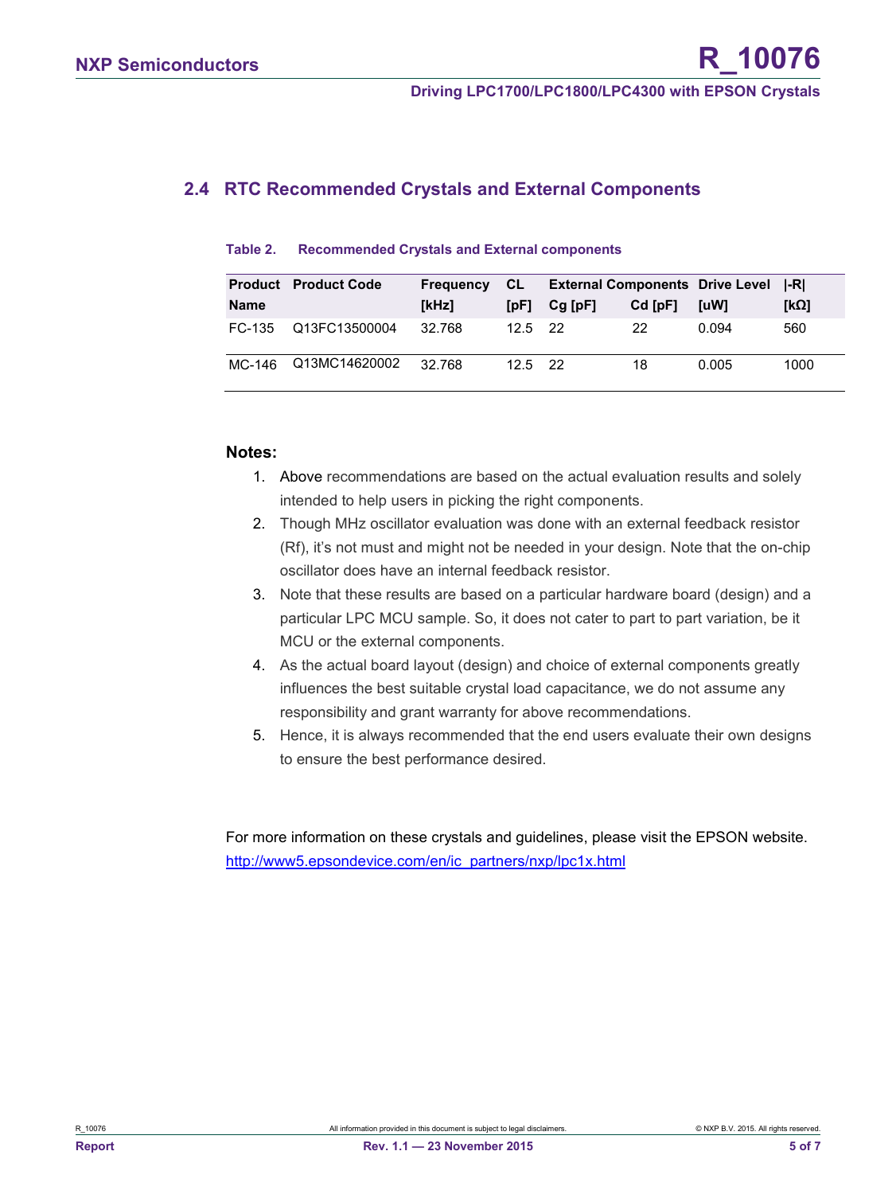## 2.4 RTC Recommended Crystals and External Components

**Table 2. Recommended Crystals and External components**

| Product Name | Product Code | Frequency [kHz] | CL [pF] | External Components Cg [pF] | Cd [pF] | Drive Level [uW] | \|-R\| [kΩ] |
|---|---|---|---|---|---|---|---|
| FC-135 | Q13FC13500004 | 32.768 | 12.5 | 22 | 22 | 0.094 | 560 |
| MC-146 | Q13MC14620002 | 32.768 | 12.5 | 22 | 18 | 0.005 | 1000 |

**Notes:**

1. Above recommendations are based on the actual evaluation results and solely intended to help users in picking the right components.
2. Though MHz oscillator evaluation was done with an external feedback resistor (Rf), it's not must and might not be needed in your design. Note that the on-chip oscillator does have an internal feedback resistor.
3. Note that these results are based on a particular hardware board (design) and a particular LPC MCU sample. So, it does not cater to part to part variation, be it MCU or the external components.
4. As the actual board layout (design) and choice of external components greatly influences the best suitable crystal load capacitance, we do not assume any responsibility and grant warranty for above recommendations.
5. Hence, it is always recommended that the end users evaluate their own designs to ensure the best performance desired.

For more information on these crystals and guidelines, please visit the EPSON website.
http://www5.epsondevice.com/en/ic_partners/nxp/lpc1x.html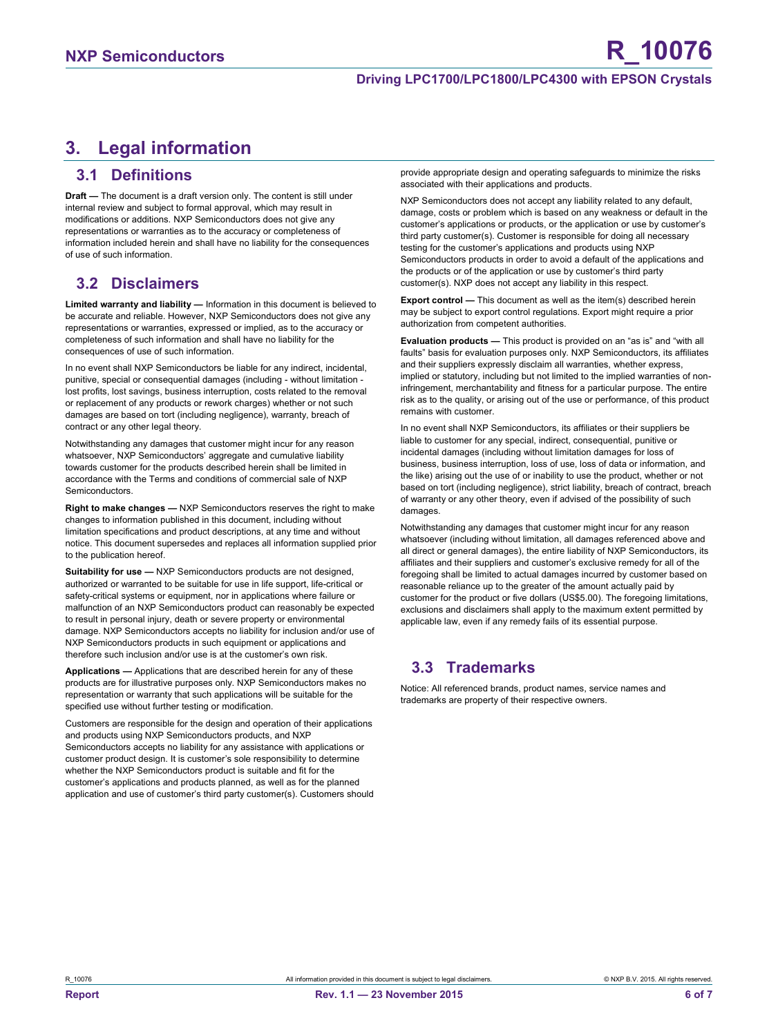# 3. Legal information

## 3.1 Definitions

**Draft —** The document is a draft version only. The content is still under internal review and subject to formal approval, which may result in modifications or additions. NXP Semiconductors does not give any representations or warranties as to the accuracy or completeness of information included herein and shall have no liability for the consequences of use of such information.

## 3.2 Disclaimers

**Limited warranty and liability —** Information in this document is believed to be accurate and reliable. However, NXP Semiconductors does not give any representations or warranties, expressed or implied, as to the accuracy or completeness of such information and shall have no liability for the consequences of use of such information.

In no event shall NXP Semiconductors be liable for any indirect, incidental, punitive, special or consequential damages (including - without limitation - lost profits, lost savings, business interruption, costs related to the removal or replacement of any products or rework charges) whether or not such damages are based on tort (including negligence), warranty, breach of contract or any other legal theory.

Notwithstanding any damages that customer might incur for any reason whatsoever, NXP Semiconductors' aggregate and cumulative liability towards customer for the products described herein shall be limited in accordance with the Terms and conditions of commercial sale of NXP Semiconductors.

**Right to make changes —** NXP Semiconductors reserves the right to make changes to information published in this document, including without limitation specifications and product descriptions, at any time and without notice. This document supersedes and replaces all information supplied prior to the publication hereof.

**Suitability for use —** NXP Semiconductors products are not designed, authorized or warranted to be suitable for use in life support, life-critical or safety-critical systems or equipment, nor in applications where failure or malfunction of an NXP Semiconductors product can reasonably be expected to result in personal injury, death or severe property or environmental damage. NXP Semiconductors accepts no liability for inclusion and/or use of NXP Semiconductors products in such equipment or applications and therefore such inclusion and/or use is at the customer's own risk.

**Applications —** Applications that are described herein for any of these products are for illustrative purposes only. NXP Semiconductors makes no representation or warranty that such applications will be suitable for the specified use without further testing or modification.

Customers are responsible for the design and operation of their applications and products using NXP Semiconductors products, and NXP Semiconductors accepts no liability for any assistance with applications or customer product design. It is customer's sole responsibility to determine whether the NXP Semiconductors product is suitable and fit for the customer's applications and products planned, as well as for the planned application and use of customer's third party customer(s). Customers should provide appropriate design and operating safeguards to minimize the risks associated with their applications and products.

NXP Semiconductors does not accept any liability related to any default, damage, costs or problem which is based on any weakness or default in the customer's applications or products, or the application or use by customer's third party customer(s). Customer is responsible for doing all necessary testing for the customer's applications and products using NXP Semiconductors products in order to avoid a default of the applications and the products or of the application or use by customer's third party customer(s). NXP does not accept any liability in this respect.

**Export control —** This document as well as the item(s) described herein may be subject to export control regulations. Export might require a prior authorization from competent authorities.

**Evaluation products —** This product is provided on an "as is" and "with all faults" basis for evaluation purposes only. NXP Semiconductors, its affiliates and their suppliers expressly disclaim all warranties, whether express, implied or statutory, including but not limited to the implied warranties of non-infringement, merchantability and fitness for a particular purpose. The entire risk as to the quality, or arising out of the use or performance, of this product remains with customer.

In no event shall NXP Semiconductors, its affiliates or their suppliers be liable to customer for any special, indirect, consequential, punitive or incidental damages (including without limitation damages for loss of business, business interruption, loss of use, loss of data or information, and the like) arising out the use of or inability to use the product, whether or not based on tort (including negligence), strict liability, breach of contract, breach of warranty or any other theory, even if advised of the possibility of such damages.

Notwithstanding any damages that customer might incur for any reason whatsoever (including without limitation, all damages referenced above and all direct or general damages), the entire liability of NXP Semiconductors, its affiliates and their suppliers and customer's exclusive remedy for all of the foregoing shall be limited to actual damages incurred by customer based on reasonable reliance up to the greater of the amount actually paid by customer for the product or five dollars (US$5.00). The foregoing limitations, exclusions and disclaimers shall apply to the maximum extent permitted by applicable law, even if any remedy fails of its essential purpose.

## 3.3 Trademarks

Notice: All referenced brands, product names, service names and trademarks are property of their respective owners.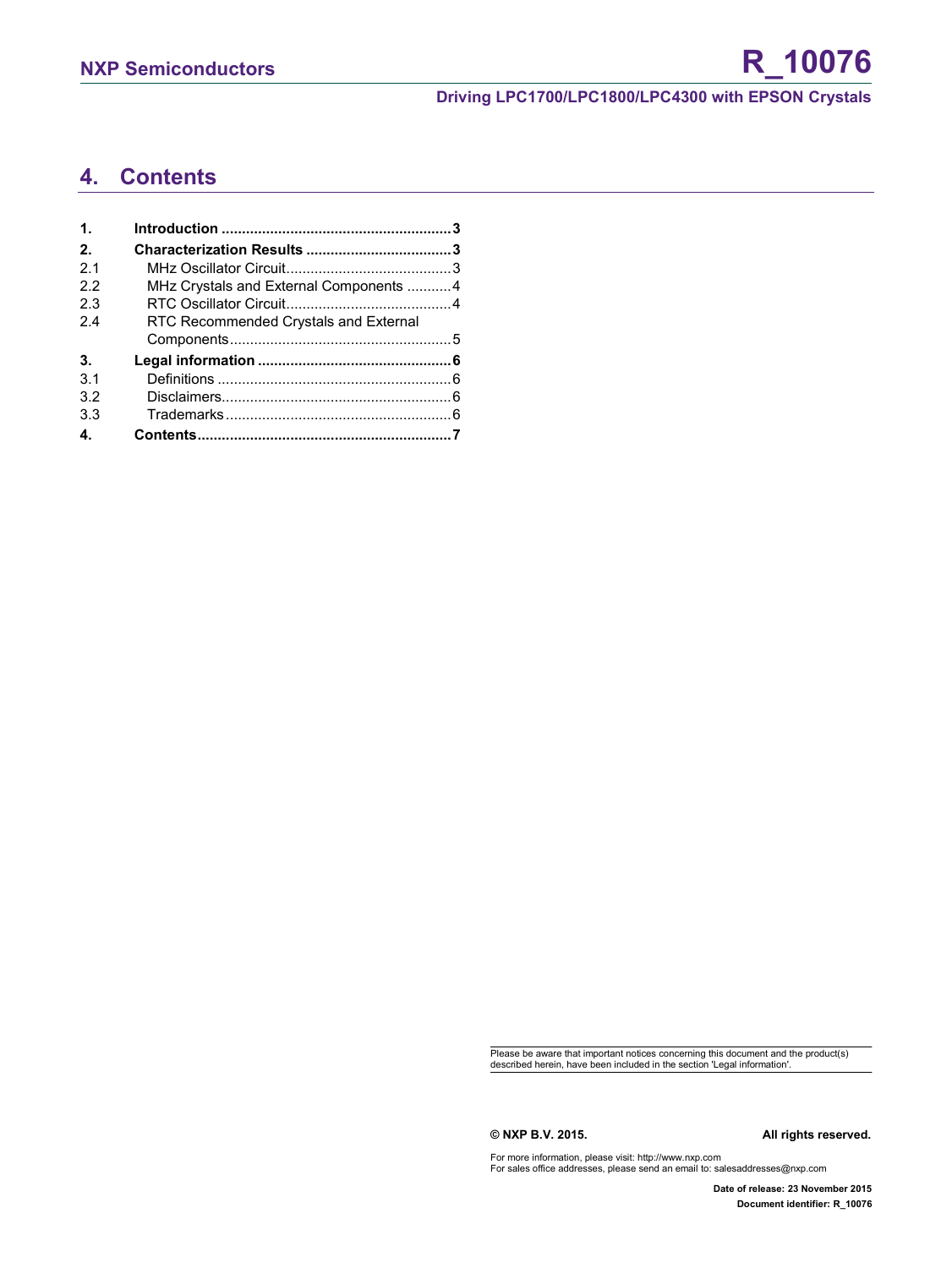## 4. Contents

| | | |
|---|---|---|
| **1.** | **Introduction** | **3** |
| **2.** | **Characterization Results** | **3** |
| 2.1 | MHz Oscillator Circuit | 3 |
| 2.2 | MHz Crystals and External Components | 4 |
| 2.3 | RTC Oscillator Circuit | 4 |
| 2.4 | RTC Recommended Crystals and External Components | 5 |
| **3.** | **Legal information** | **6** |
| 3.1 | Definitions | 6 |
| 3.2 | Disclaimers | 6 |
| 3.3 | Trademarks | 6 |
| **4.** | **Contents** | **7** |

Please be aware that important notices concerning this document and the product(s) described herein, have been included in the section 'Legal information'.

**© NXP B.V. 2015. All rights reserved.**

For more information, please visit: http://www.nxp.com
For sales office addresses, please send an email to: salesaddresses@nxp.com

**Date of release: 23 November 2015**
**Document identifier: R_10076**